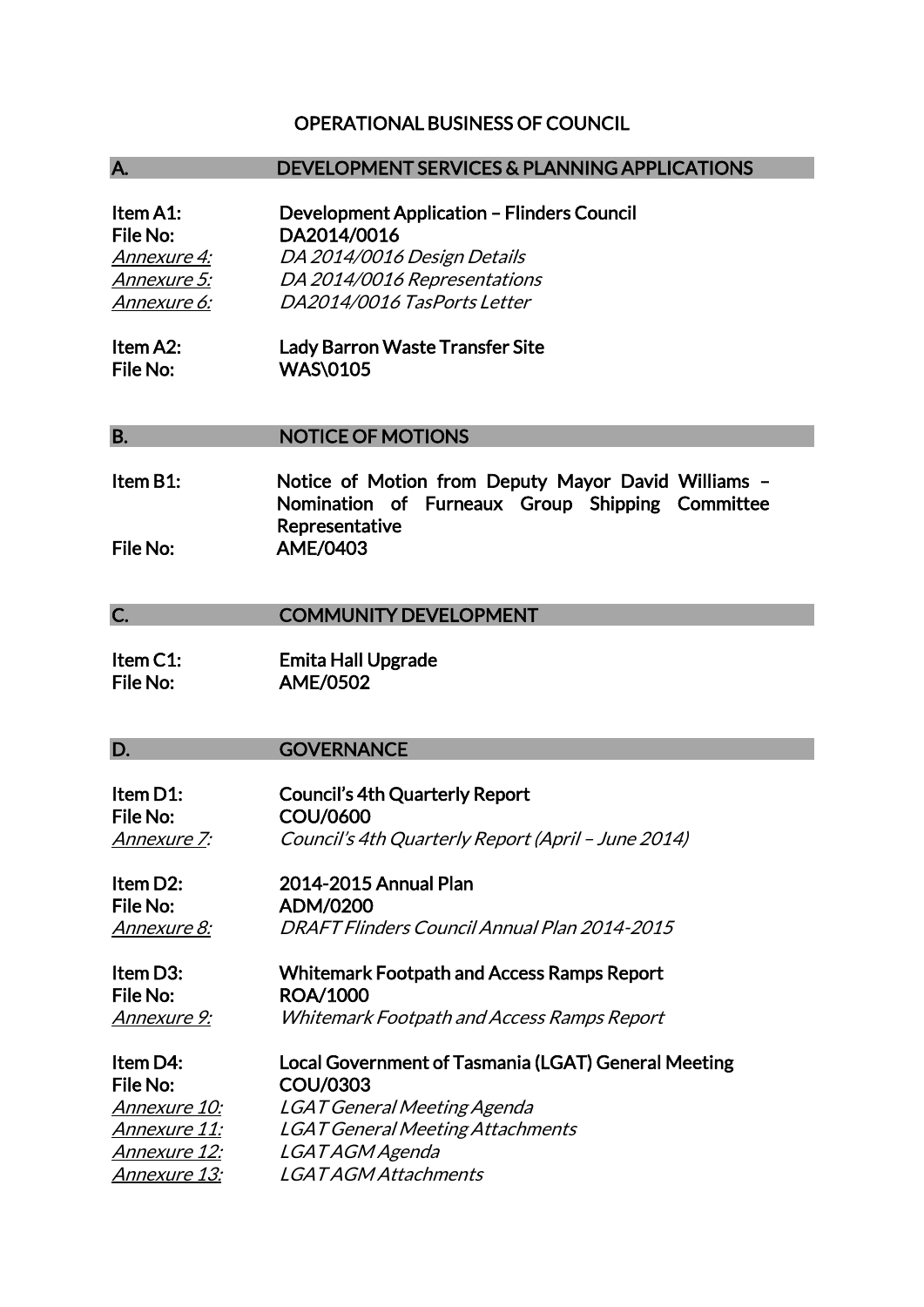# OPERATIONAL BUSINESS OF COUNCIL

## A. DEVELOPMENT SERVICES & PLANNING APPLICATIONS

**Item A1:** **Development Application – Flinders Council**
**File No:** **DA2014/0016**
*Annexure 4:* *DA 2014/0016 Design Details*
*Annexure 5:* *DA 2014/0016 Representations*
*Annexure 6:* *DA2014/0016 TasPorts Letter*

**Item A2:** **Lady Barron Waste Transfer Site**
**File No:** **WAS\0105**

## B. NOTICE OF MOTIONS

**Item B1:** **Notice of Motion from Deputy Mayor David Williams – Nomination of Furneaux Group Shipping Committee Representative**
**File No:** **AME/0403**

## C. COMMUNITY DEVELOPMENT

**Item C1:** **Emita Hall Upgrade**
**File No:** **AME/0502**

## D. GOVERNANCE

**Item D1:** **Council's 4th Quarterly Report**
**File No:** **COU/0600**
*Annexure 7:* *Council's 4th Quarterly Report (April – June 2014)*

**Item D2:** **2014-2015 Annual Plan**
**File No:** **ADM/0200**
*Annexure 8:* *DRAFT Flinders Council Annual Plan 2014-2015*

**Item D3:** **Whitemark Footpath and Access Ramps Report**
**File No:** **ROA/1000**
*Annexure 9:* *Whitemark Footpath and Access Ramps Report*

**Item D4:** **Local Government of Tasmania (LGAT) General Meeting**
**File No:** **COU/0303**
*Annexure 10:* *LGAT General Meeting Agenda*
*Annexure 11:* *LGAT General Meeting Attachments*
*Annexure 12:* *LGAT AGM Agenda*
*Annexure 13:* *LGAT AGM Attachments*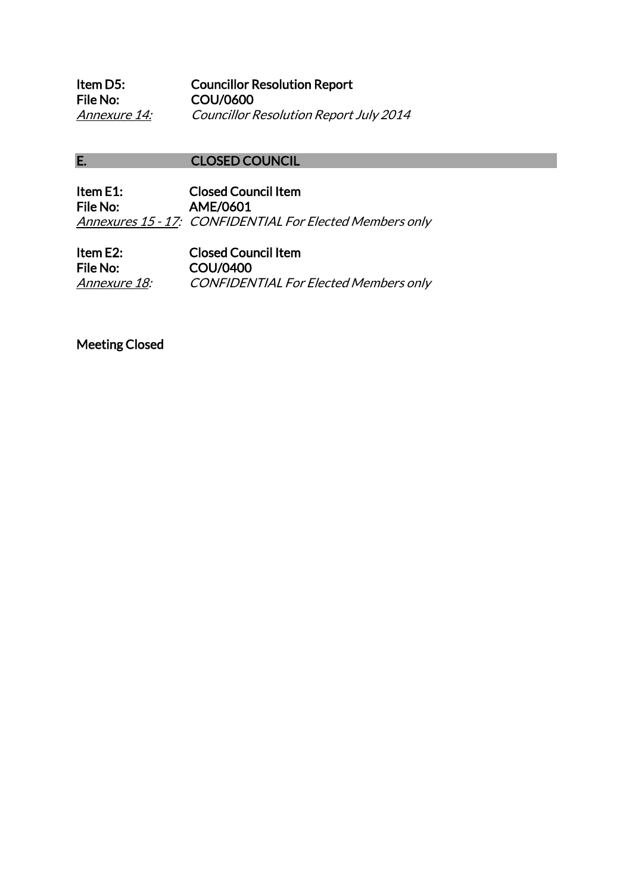**Item D5:** **Councillor Resolution Report**
**File No:** **COU/0600**
*Annexure 14: Councillor Resolution Report July 2014*

## E. CLOSED COUNCIL

**Item E1:** **Closed Council Item**
**File No:** **AME/0601**
*Annexures 15 - 17: CONFIDENTIAL For Elected Members only*

**Item E2:** **Closed Council Item**
**File No:** **COU/0400**
*Annexure 18: CONFIDENTIAL For Elected Members only*

Meeting Closed